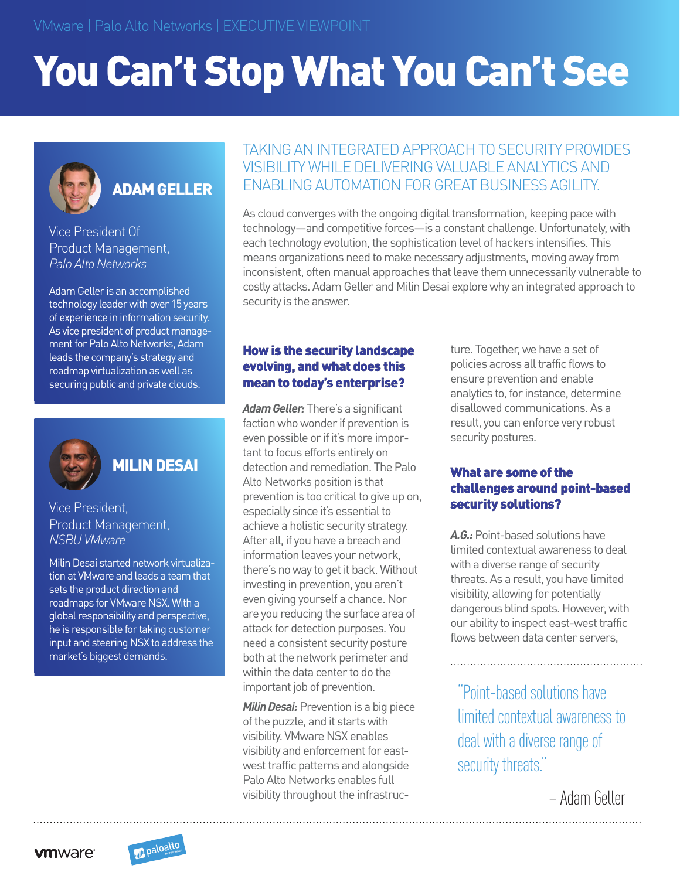VMware | Palo Alto Networks | EXECUTIVE VIEWPOINT

# You Can't Stop What You Can't See

## ADAM GELLER

Vice President Of Product Management, *Palo Alto Networks*

Adam Geller is an accomplished technology leader with over 15 years of experience in information security. As vice president of product management for Palo Alto Networks, Adam leads the company's strategy and roadmap virtualization as well as securing public and private clouds.

## MILIN DESAI

Vice President, Product Management, *NSBU VMware*

Milin Desai started network virtualization at VMware and leads a team that sets the product direction and roadmaps for VMware NSX. With a global responsibility and perspective, he is responsible for taking customer input and steering NSX to address the market's biggest demands.

TAKING AN INTEGRATED APPROACH TO SECURITY PROVIDES VISIBILITY WHILE DELIVERING VALUABLE ANALYTICS AND ENABLING AUTOMATION FOR GREAT BUSINESS AGILITY.

As cloud converges with the ongoing digital transformation, keeping pace with technology—and competitive forces—is a constant challenge. Unfortunately, with each technology evolution, the sophistication level of hackers intensifies. This means organizations need to make necessary adjustments, moving away from inconsistent, often manual approaches that leave them unnecessarily vulnerable to costly attacks. Adam Geller and Milin Desai explore why an integrated approach to security is the answer.

### How is the security landscape evolving, and what does this mean to today's enterprise?

***Adam Geller:*** There's a significant faction who wonder if prevention is even possible or if it's more important to focus efforts entirely on detection and remediation. The Palo Alto Networks position is that prevention is too critical to give up on, especially since it's essential to achieve a holistic security strategy. After all, if you have a breach and information leaves your network, there's no way to get it back. Without investing in prevention, you aren't even giving yourself a chance. Nor are you reducing the surface area of attack for detection purposes. You need a consistent security posture both at the network perimeter and within the data center to do the important job of prevention.

***Milin Desai:*** Prevention is a big piece of the puzzle, and it starts with visibility. VMware NSX enables visibility and enforcement for east-west traffic patterns and alongside Palo Alto Networks enables full visibility throughout the infrastructure. Together, we have a set of policies across all traffic flows to ensure prevention and enable analytics to, for instance, determine disallowed communications. As a result, you can enforce very robust security postures.

### What are some of the challenges around point-based security solutions?

***A.G.:*** Point-based solutions have limited contextual awareness to deal with a diverse range of security threats. As a result, you have limited visibility, allowing for potentially dangerous blind spots. However, with our ability to inspect east-west traffic flows between data center servers,

> "Point-based solutions have limited contextual awareness to deal with a diverse range of security threats."
>
> – Adam Geller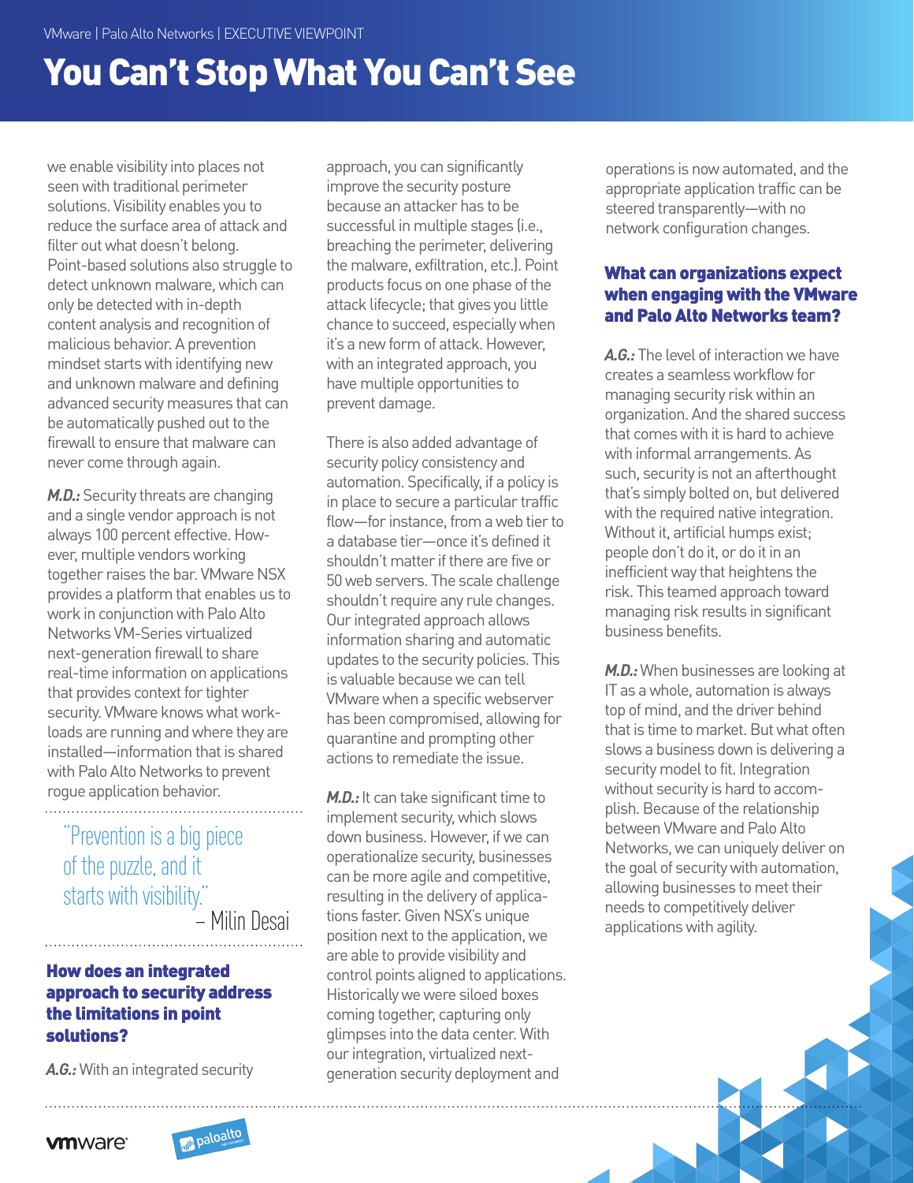# You Can't Stop What You Can't See

we enable visibility into places not seen with traditional perimeter solutions. Visibility enables you to reduce the surface area of attack and filter out what doesn't belong. Point-based solutions also struggle to detect unknown malware, which can only be detected with in-depth content analysis and recognition of malicious behavior. A prevention mindset starts with identifying new and unknown malware and defining advanced security measures that can be automatically pushed out to the firewall to ensure that malware can never come through again.

***M.D.:*** Security threats are changing and a single vendor approach is not always 100 percent effective. However, multiple vendors working together raises the bar. VMware NSX provides a platform that enables us to work in conjunction with Palo Alto Networks VM-Series virtualized next-generation firewall to share real-time information on applications that provides context for tighter security. VMware knows what workloads are running and where they are installed—information that is shared with Palo Alto Networks to prevent rogue application behavior.

> "Prevention is a big piece of the puzzle, and it starts with visibility."
> – Milin Desai

### How does an integrated approach to security address the limitations in point solutions?

***A.G.:*** With an integrated security approach, you can significantly improve the security posture because an attacker has to be successful in multiple stages (i.e., breaching the perimeter, delivering the malware, exfiltration, etc.). Point products focus on one phase of the attack lifecycle; that gives you little chance to succeed, especially when it's a new form of attack. However, with an integrated approach, you have multiple opportunities to prevent damage.

There is also added advantage of security policy consistency and automation. Specifically, if a policy is in place to secure a particular traffic flow—for instance, from a web tier to a database tier—once it's defined it shouldn't matter if there are five or 50 web servers. The scale challenge shouldn't require any rule changes. Our integrated approach allows information sharing and automatic updates to the security policies. This is valuable because we can tell VMware when a specific webserver has been compromised, allowing for quarantine and prompting other actions to remediate the issue.

***M.D.:*** It can take significant time to implement security, which slows down business. However, if we can operationalize security, businesses can be more agile and competitive, resulting in the delivery of applications faster. Given NSX's unique position next to the application, we are able to provide visibility and control points aligned to applications. Historically we were siloed boxes coming together, capturing only glimpses into the data center. With our integration, virtualized next-generation security deployment and operations is now automated, and the appropriate application traffic can be steered transparently—with no network configuration changes.

### What can organizations expect when engaging with the VMware and Palo Alto Networks team?

***A.G.:*** The level of interaction we have creates a seamless workflow for managing security risk within an organization. And the shared success that comes with it is hard to achieve with informal arrangements. As such, security is not an afterthought that's simply bolted on, but delivered with the required native integration. Without it, artificial humps exist; people don't do it, or do it in an inefficient way that heightens the risk. This teamed approach toward managing risk results in significant business benefits.

***M.D.:*** When businesses are looking at IT as a whole, automation is always top of mind, and the driver behind that is time to market. But what often slows a business down is delivering a security model to fit. Integration without security is hard to accomplish. Because of the relationship between VMware and Palo Alto Networks, we can uniquely deliver on the goal of security with automation, allowing businesses to meet their needs to competitively deliver applications with agility.